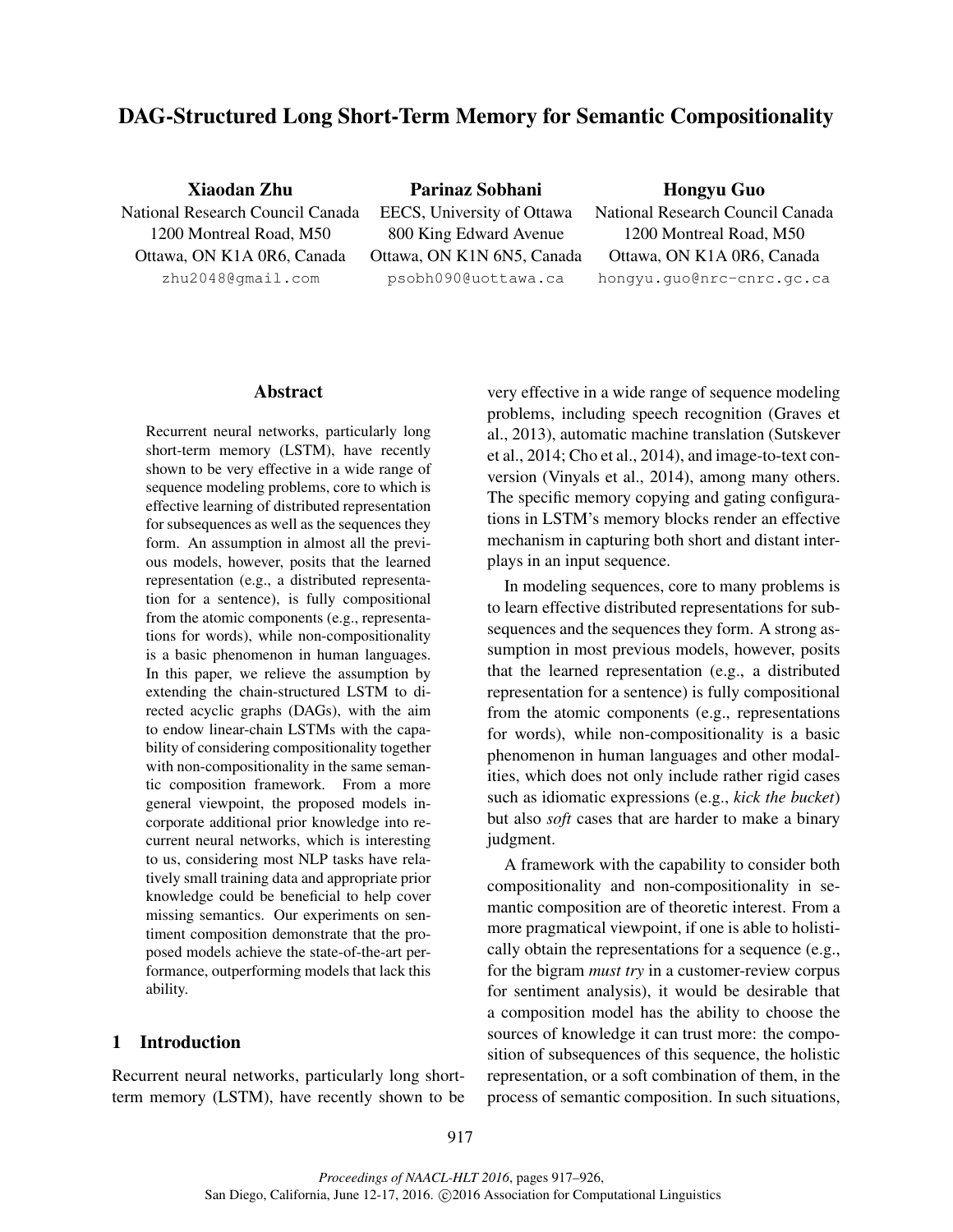# DAG-Structured Long Short-Term Memory for Semantic Compositionality

**Xiaodan Zhu**
National Research Council Canada
1200 Montreal Road, M50
Ottawa, ON K1A 0R6, Canada
zhu2048@gmail.com

**Parinaz Sobhani**
EECS, University of Ottawa
800 King Edward Avenue
Ottawa, ON K1N 6N5, Canada
psobh090@uottawa.ca

**Hongyu Guo**
National Research Council Canada
1200 Montreal Road, M50
Ottawa, ON K1A 0R6, Canada
hongyu.guo@nrc-cnrc.gc.ca

## Abstract

Recurrent neural networks, particularly long short-term memory (LSTM), have recently shown to be very effective in a wide range of sequence modeling problems, core to which is effective learning of distributed representation for subsequences as well as the sequences they form. An assumption in almost all the previous models, however, posits that the learned representation (e.g., a distributed representation for a sentence), is fully compositional from the atomic components (e.g., representations for words), while non-compositionality is a basic phenomenon in human languages. In this paper, we relieve the assumption by extending the chain-structured LSTM to directed acyclic graphs (DAGs), with the aim to endow linear-chain LSTMs with the capability of considering compositionality together with non-compositionality in the same semantic composition framework. From a more general viewpoint, the proposed models incorporate additional prior knowledge into recurrent neural networks, which is interesting to us, considering most NLP tasks have relatively small training data and appropriate prior knowledge could be beneficial to help cover missing semantics. Our experiments on sentiment composition demonstrate that the proposed models achieve the state-of-the-art performance, outperforming models that lack this ability.

## 1 Introduction

Recurrent neural networks, particularly long short-term memory (LSTM), have recently shown to be very effective in a wide range of sequence modeling problems, including speech recognition (Graves et al., 2013), automatic machine translation (Sutskever et al., 2014; Cho et al., 2014), and image-to-text conversion (Vinyals et al., 2014), among many others. The specific memory copying and gating configurations in LSTM's memory blocks render an effective mechanism in capturing both short and distant interplays in an input sequence.

In modeling sequences, core to many problems is to learn effective distributed representations for subsequences and the sequences they form. A strong assumption in most previous models, however, posits that the learned representation (e.g., a distributed representation for a sentence) is fully compositional from the atomic components (e.g., representations for words), while non-compositionality is a basic phenomenon in human languages and other modalities, which does not only include rather rigid cases such as idiomatic expressions (e.g., *kick the bucket*) but also *soft* cases that are harder to make a binary judgment.

A framework with the capability to consider both compositionality and non-compositionality in semantic composition are of theoretic interest. From a more pragmatical viewpoint, if one is able to holistically obtain the representations for a sequence (e.g., for the bigram *must try* in a customer-review corpus for sentiment analysis), it would be desirable that a composition model has the ability to choose the sources of knowledge it can trust more: the composition of subsequences of this sequence, the holistic representation, or a soft combination of them, in the process of semantic composition. In such situations,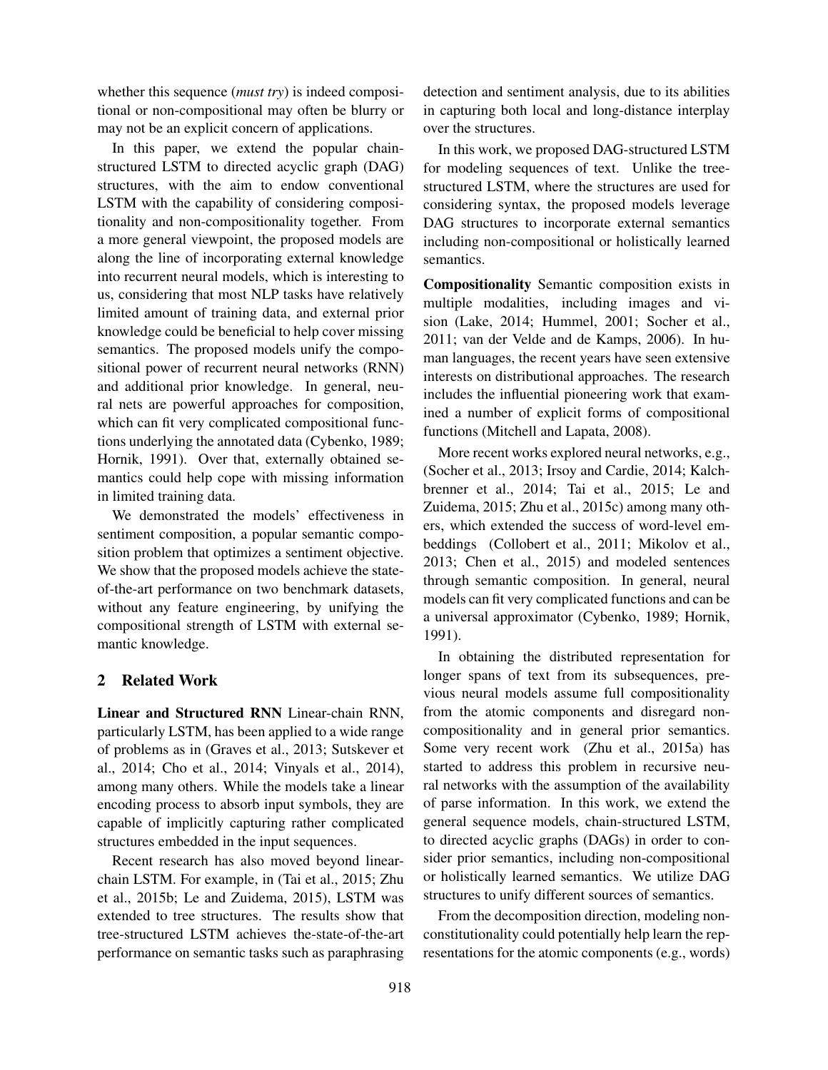whether this sequence (*must try*) is indeed compositional or non-compositional may often be blurry or may not be an explicit concern of applications.

In this paper, we extend the popular chain-structured LSTM to directed acyclic graph (DAG) structures, with the aim to endow conventional LSTM with the capability of considering compositionality and non-compositionality together. From a more general viewpoint, the proposed models are along the line of incorporating external knowledge into recurrent neural models, which is interesting to us, considering that most NLP tasks have relatively limited amount of training data, and external prior knowledge could be beneficial to help cover missing semantics. The proposed models unify the compositional power of recurrent neural networks (RNN) and additional prior knowledge. In general, neural nets are powerful approaches for composition, which can fit very complicated compositional functions underlying the annotated data (Cybenko, 1989; Hornik, 1991). Over that, externally obtained semantics could help cope with missing information in limited training data.

We demonstrated the models' effectiveness in sentiment composition, a popular semantic composition problem that optimizes a sentiment objective. We show that the proposed models achieve the state-of-the-art performance on two benchmark datasets, without any feature engineering, by unifying the compositional strength of LSTM with external semantic knowledge.

## 2 Related Work

**Linear and Structured RNN** Linear-chain RNN, particularly LSTM, has been applied to a wide range of problems as in (Graves et al., 2013; Sutskever et al., 2014; Cho et al., 2014; Vinyals et al., 2014), among many others. While the models take a linear encoding process to absorb input symbols, they are capable of implicitly capturing rather complicated structures embedded in the input sequences.

Recent research has also moved beyond linear-chain LSTM. For example, in (Tai et al., 2015; Zhu et al., 2015b; Le and Zuidema, 2015), LSTM was extended to tree structures. The results show that tree-structured LSTM achieves the-state-of-the-art performance on semantic tasks such as paraphrasing detection and sentiment analysis, due to its abilities in capturing both local and long-distance interplay over the structures.

In this work, we proposed DAG-structured LSTM for modeling sequences of text. Unlike the tree-structured LSTM, where the structures are used for considering syntax, the proposed models leverage DAG structures to incorporate external semantics including non-compositional or holistically learned semantics.

**Compositionality** Semantic composition exists in multiple modalities, including images and vision (Lake, 2014; Hummel, 2001; Socher et al., 2011; van der Velde and de Kamps, 2006). In human languages, the recent years have seen extensive interests on distributional approaches. The research includes the influential pioneering work that examined a number of explicit forms of compositional functions (Mitchell and Lapata, 2008).

More recent works explored neural networks, e.g., (Socher et al., 2013; Irsoy and Cardie, 2014; Kalchbrenner et al., 2014; Tai et al., 2015; Le and Zuidema, 2015; Zhu et al., 2015c) among many others, which extended the success of word-level embeddings (Collobert et al., 2011; Mikolov et al., 2013; Chen et al., 2015) and modeled sentences through semantic composition. In general, neural models can fit very complicated functions and can be a universal approximator (Cybenko, 1989; Hornik, 1991).

In obtaining the distributed representation for longer spans of text from its subsequences, previous neural models assume full compositionality from the atomic components and disregard non-compositionality and in general prior semantics. Some very recent work (Zhu et al., 2015a) has started to address this problem in recursive neural networks with the assumption of the availability of parse information. In this work, we extend the general sequence models, chain-structured LSTM, to directed acyclic graphs (DAGs) in order to consider prior semantics, including non-compositional or holistically learned semantics. We utilize DAG structures to unify different sources of semantics.

From the decomposition direction, modeling non-constitutionality could potentially help learn the representations for the atomic components (e.g., words)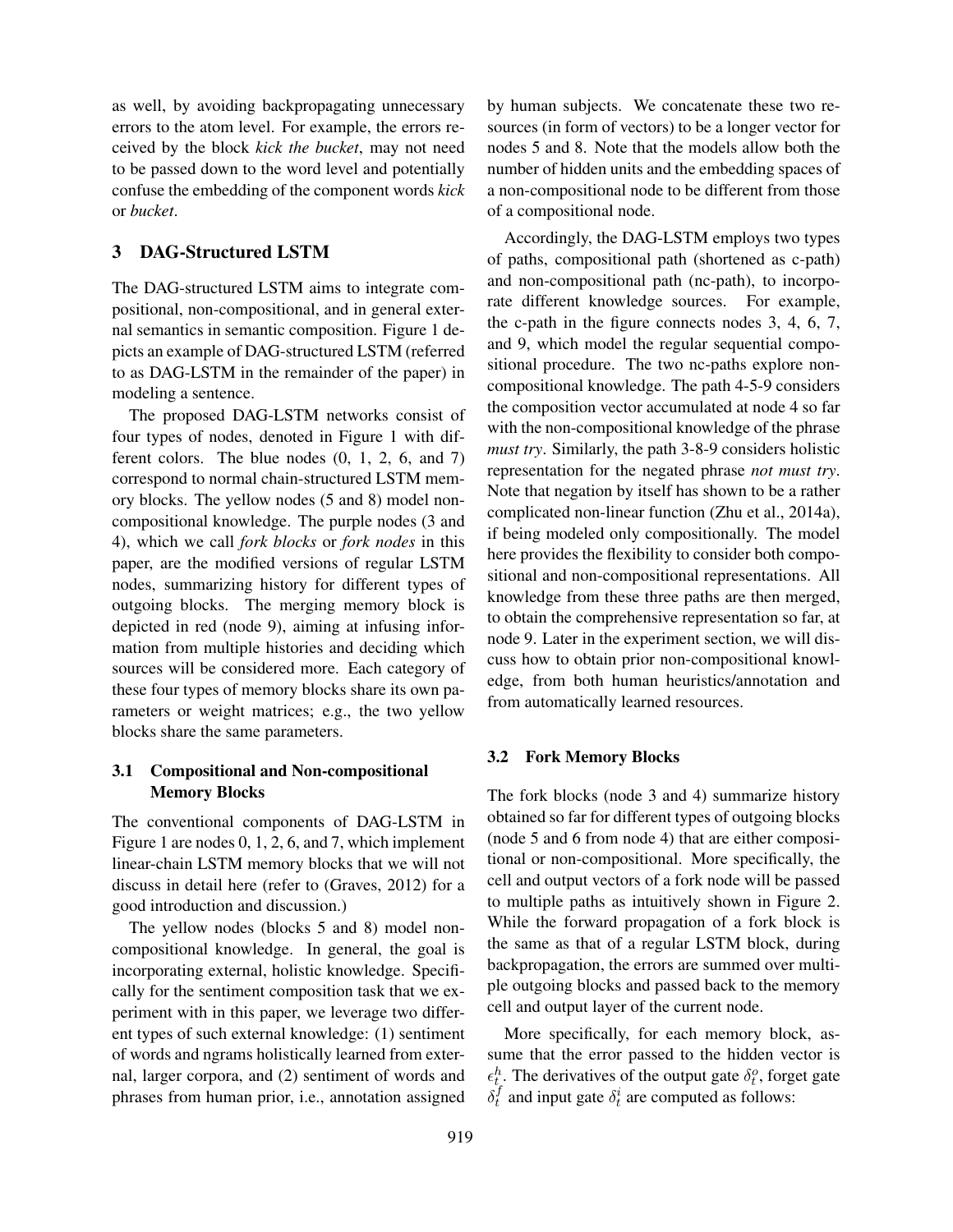as well, by avoiding backpropagating unnecessary errors to the atom level. For example, the errors received by the block *kick the bucket*, may not need to be passed down to the word level and potentially confuse the embedding of the component words *kick* or *bucket*.

## 3 DAG-Structured LSTM

The DAG-structured LSTM aims to integrate compositional, non-compositional, and in general external semantics in semantic composition. Figure 1 depicts an example of DAG-structured LSTM (referred to as DAG-LSTM in the remainder of the paper) in modeling a sentence.

The proposed DAG-LSTM networks consist of four types of nodes, denoted in Figure 1 with different colors. The blue nodes (0, 1, 2, 6, and 7) correspond to normal chain-structured LSTM memory blocks. The yellow nodes (5 and 8) model non-compositional knowledge. The purple nodes (3 and 4), which we call *fork blocks* or *fork nodes* in this paper, are the modified versions of regular LSTM nodes, summarizing history for different types of outgoing blocks. The merging memory block is depicted in red (node 9), aiming at infusing information from multiple histories and deciding which sources will be considered more. Each category of these four types of memory blocks share its own parameters or weight matrices; e.g., the two yellow blocks share the same parameters.

### 3.1 Compositional and Non-compositional Memory Blocks

The conventional components of DAG-LSTM in Figure 1 are nodes 0, 1, 2, 6, and 7, which implement linear-chain LSTM memory blocks that we will not discuss in detail here (refer to (Graves, 2012) for a good introduction and discussion.)

The yellow nodes (blocks 5 and 8) model non-compositional knowledge. In general, the goal is incorporating external, holistic knowledge. Specifically for the sentiment composition task that we experiment with in this paper, we leverage two different types of such external knowledge: (1) sentiment of words and ngrams holistically learned from external, larger corpora, and (2) sentiment of words and phrases from human prior, i.e., annotation assigned by human subjects. We concatenate these two resources (in form of vectors) to be a longer vector for nodes 5 and 8. Note that the models allow both the number of hidden units and the embedding spaces of a non-compositional node to be different from those of a compositional node.

Accordingly, the DAG-LSTM employs two types of paths, compositional path (shortened as c-path) and non-compositional path (nc-path), to incorporate different knowledge sources. For example, the c-path in the figure connects nodes 3, 4, 6, 7, and 9, which model the regular sequential compositional procedure. The two nc-paths explore non-compositional knowledge. The path 4-5-9 considers the composition vector accumulated at node 4 so far with the non-compositional knowledge of the phrase *must try*. Similarly, the path 3-8-9 considers holistic representation for the negated phrase *not must try*. Note that negation by itself has shown to be a rather complicated non-linear function (Zhu et al., 2014a), if being modeled only compositionally. The model here provides the flexibility to consider both compositional and non-compositional representations. All knowledge from these three paths are then merged, to obtain the comprehensive representation so far, at node 9. Later in the experiment section, we will discuss how to obtain prior non-compositional knowledge, from both human heuristics/annotation and from automatically learned resources.

### 3.2 Fork Memory Blocks

The fork blocks (node 3 and 4) summarize history obtained so far for different types of outgoing blocks (node 5 and 6 from node 4) that are either compositional or non-compositional. More specifically, the cell and output vectors of a fork node will be passed to multiple paths as intuitively shown in Figure 2. While the forward propagation of a fork block is the same as that of a regular LSTM block, during backpropagation, the errors are summed over multiple outgoing blocks and passed back to the memory cell and output layer of the current node.

More specifically, for each memory block, assume that the error passed to the hidden vector is $\epsilon_t^h$. The derivatives of the output gate $\delta_t^o$, forget gate $\delta_t^f$ and input gate $\delta_t^i$ are computed as follows: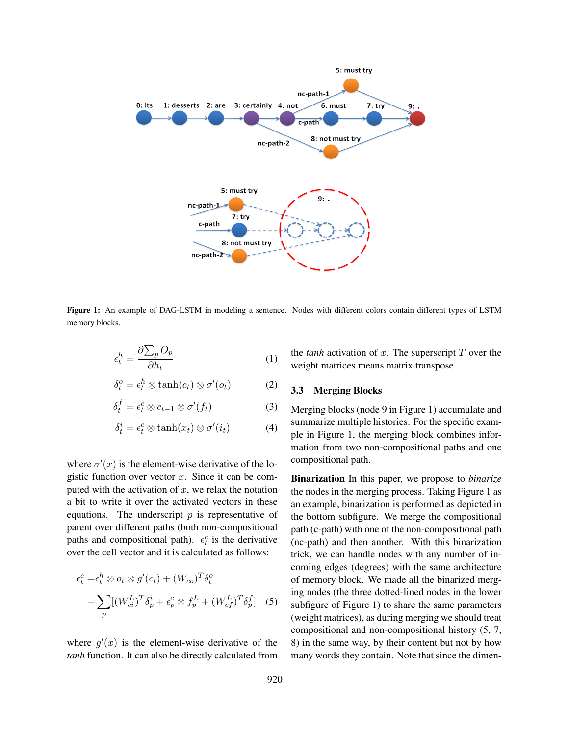**Figure 1:** An example of DAG-LSTM in modeling a sentence. Nodes with different colors contain different types of LSTM memory blocks.

$$\epsilon_t^h = \frac{\partial \sum_p O_p}{\partial h_t} \tag{1}$$

$$\delta_t^o = \epsilon_t^h \otimes \tanh(c_t) \otimes \sigma'(o_t) \tag{2}$$

$$\delta_t^f = \epsilon_t^c \otimes c_{t-1} \otimes \sigma'(f_t) \tag{3}$$

$$\delta_t^i = \epsilon_t^c \otimes \tanh(x_t) \otimes \sigma'(i_t) \tag{4}$$

where $\sigma'(x)$ is the element-wise derivative of the logistic function over vector $x$. Since it can be computed with the activation of $x$, we relax the notation a bit to write it over the activated vectors in these equations. The underscript $p$ is representative of parent over different paths (both non-compositional paths and compositional path). $\epsilon_t^c$ is the derivative over the cell vector and it is calculated as follows:

$$\begin{aligned}\epsilon_t^c =& \epsilon_t^h \otimes o_t \otimes g'(c_t) + (W_{co})^T \delta_t^o \\ &+ \sum_p [(W_{ci}^L)^T \delta_p^i + \epsilon_p^c \otimes f_p^L + (W_{cf}^L)^T \delta_p^f]\end{aligned} \tag{5}$$

where $g'(x)$ is the element-wise derivative of the *tanh* function. It can also be directly calculated from the *tanh* activation of $x$. The superscript $T$ over the weight matrices means matrix transpose.

### 3.3 Merging Blocks

Merging blocks (node 9 in Figure 1) accumulate and summarize multiple histories. For the specific example in Figure 1, the merging block combines information from two non-compositional paths and one compositional path.

**Binarization** In this paper, we propose to *binarize* the nodes in the merging process. Taking Figure 1 as an example, binarization is performed as depicted in the bottom subfigure. We merge the compositional path (c-path) with one of the non-compositional path (nc-path) and then another. With this binarization trick, we can handle nodes with any number of incoming edges (degrees) with the same architecture of memory block. We made all the binarized merging nodes (the three dotted-lined nodes in the lower subfigure of Figure 1) to share the same parameters (weight matrices), as during merging we should treat compositional and non-compositional history (5, 7, 8) in the same way, by their content but not by how many words they contain. Note that since the dimen-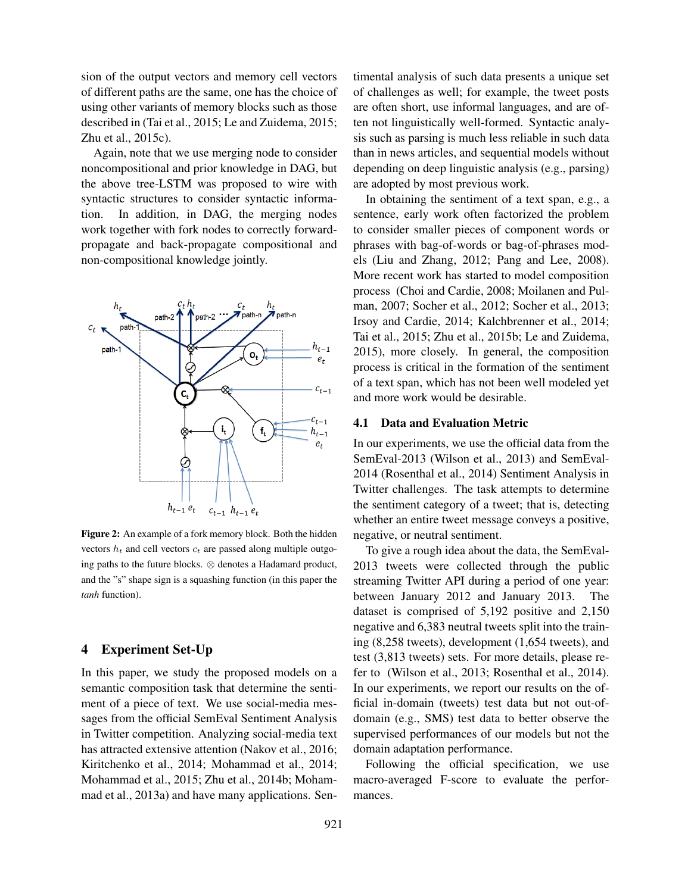sion of the output vectors and memory cell vectors of different paths are the same, one has the choice of using other variants of memory blocks such as those described in (Tai et al., 2015; Le and Zuidema, 2015; Zhu et al., 2015c).

Again, note that we use merging node to consider noncompositional and prior knowledge in DAG, but the above tree-LSTM was proposed to wire with syntactic structures to consider syntactic information. In addition, in DAG, the merging nodes work together with fork nodes to correctly forward-propagate and back-propagate compositional and non-compositional knowledge jointly.

**Figure 2:** An example of a fork memory block. Both the hidden vectors $h_t$ and cell vectors $c_t$ are passed along multiple outgoing paths to the future blocks. $\otimes$ denotes a Hadamard product, and the "s" shape sign is a squashing function (in this paper the *tanh* function).

## 4 Experiment Set-Up

In this paper, we study the proposed models on a semantic composition task that determine the sentiment of a piece of text. We use social-media messages from the official SemEval Sentiment Analysis in Twitter competition. Analyzing social-media text has attracted extensive attention (Nakov et al., 2016; Kiritchenko et al., 2014; Mohammad et al., 2014; Mohammad et al., 2015; Zhu et al., 2014b; Mohammad et al., 2013a) and have many applications. Sentimental analysis of such data presents a unique set of challenges as well; for example, the tweet posts are often short, use informal languages, and are often not linguistically well-formed. Syntactic analysis such as parsing is much less reliable in such data than in news articles, and sequential models without depending on deep linguistic analysis (e.g., parsing) are adopted by most previous work.

In obtaining the sentiment of a text span, e.g., a sentence, early work often factorized the problem to consider smaller pieces of component words or phrases with bag-of-words or bag-of-phrases models (Liu and Zhang, 2012; Pang and Lee, 2008). More recent work has started to model composition process (Choi and Cardie, 2008; Moilanen and Pulman, 2007; Socher et al., 2012; Socher et al., 2013; Irsoy and Cardie, 2014; Kalchbrenner et al., 2014; Tai et al., 2015; Zhu et al., 2015b; Le and Zuidema, 2015), more closely. In general, the composition process is critical in the formation of the sentiment of a text span, which has not been well modeled yet and more work would be desirable.

### 4.1 Data and Evaluation Metric

In our experiments, we use the official data from the SemEval-2013 (Wilson et al., 2013) and SemEval-2014 (Rosenthal et al., 2014) Sentiment Analysis in Twitter challenges. The task attempts to determine the sentiment category of a tweet; that is, detecting whether an entire tweet message conveys a positive, negative, or neutral sentiment.

To give a rough idea about the data, the SemEval-2013 tweets were collected through the public streaming Twitter API during a period of one year: between January 2012 and January 2013. The dataset is comprised of 5,192 positive and 2,150 negative and 6,383 neutral tweets split into the training (8,258 tweets), development (1,654 tweets), and test (3,813 tweets) sets. For more details, please refer to (Wilson et al., 2013; Rosenthal et al., 2014). In our experiments, we report our results on the official in-domain (tweets) test data but not out-of-domain (e.g., SMS) test data to better observe the supervised performances of our models but not the domain adaptation performance.

Following the official specification, we use macro-averaged F-score to evaluate the performances.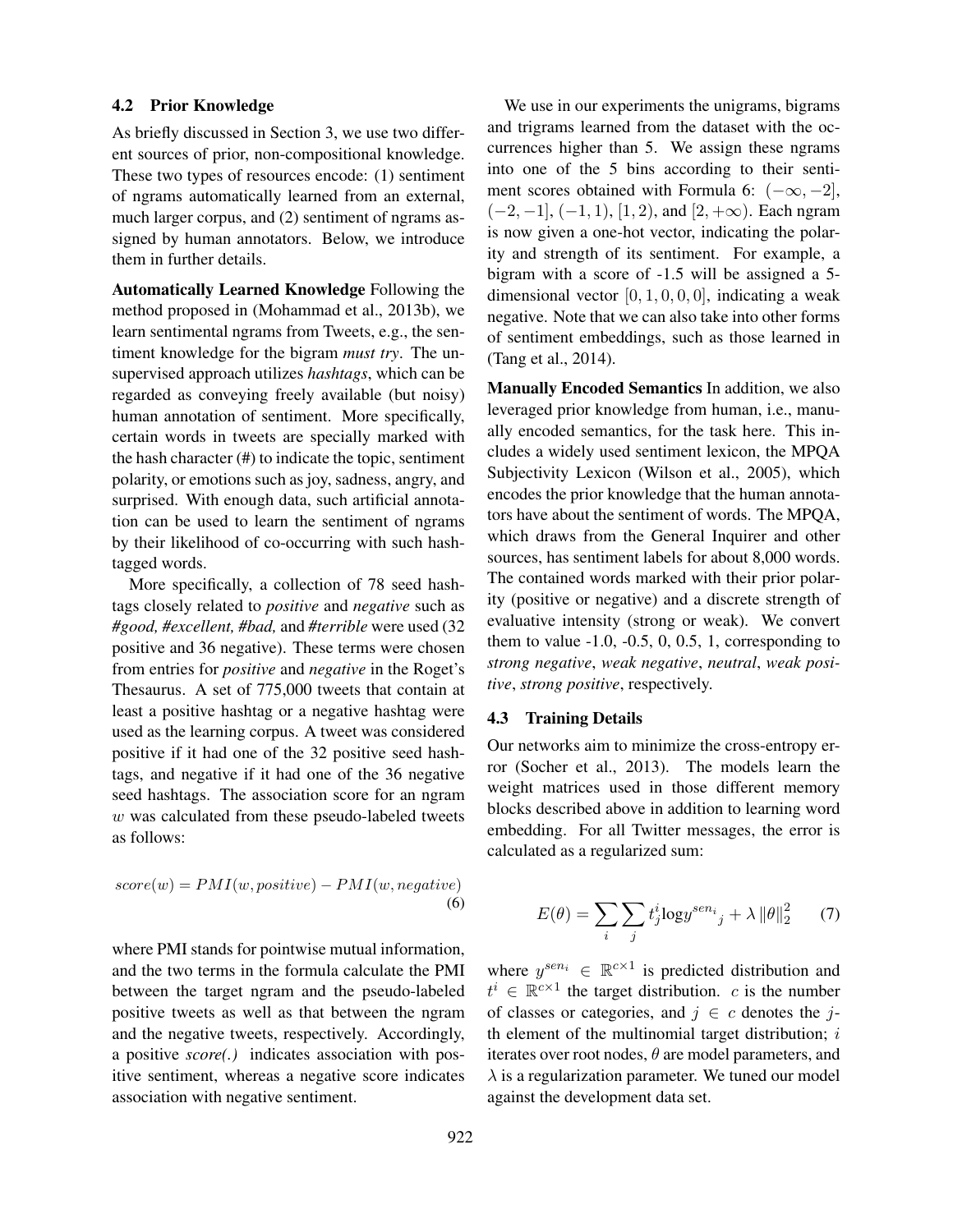### 4.2 Prior Knowledge

As briefly discussed in Section 3, we use two different sources of prior, non-compositional knowledge. These two types of resources encode: (1) sentiment of ngrams automatically learned from an external, much larger corpus, and (2) sentiment of ngrams assigned by human annotators. Below, we introduce them in further details.

**Automatically Learned Knowledge** Following the method proposed in (Mohammad et al., 2013b), we learn sentimental ngrams from Tweets, e.g., the sentiment knowledge for the bigram *must try*. The unsupervised approach utilizes *hashtags*, which can be regarded as conveying freely available (but noisy) human annotation of sentiment. More specifically, certain words in tweets are specially marked with the hash character (#) to indicate the topic, sentiment polarity, or emotions such as joy, sadness, angry, and surprised. With enough data, such artificial annotation can be used to learn the sentiment of ngrams by their likelihood of co-occurring with such hashtagged words.

More specifically, a collection of 78 seed hashtags closely related to *positive* and *negative* such as *#good, #excellent, #bad,* and *#terrible* were used (32 positive and 36 negative). These terms were chosen from entries for *positive* and *negative* in the Roget's Thesaurus. A set of 775,000 tweets that contain at least a positive hashtag or a negative hashtag were used as the learning corpus. A tweet was considered positive if it had one of the 32 positive seed hashtags, and negative if it had one of the 36 negative seed hashtags. The association score for an ngram $w$ was calculated from these pseudo-labeled tweets as follows:

$$score(w) = PMI(w, positive) - PMI(w, negative) \tag{6}$$

where PMI stands for pointwise mutual information, and the two terms in the formula calculate the PMI between the target ngram and the pseudo-labeled positive tweets as well as that between the ngram and the negative tweets, respectively. Accordingly, a positive *score(.)* indicates association with positive sentiment, whereas a negative score indicates association with negative sentiment.

We use in our experiments the unigrams, bigrams and trigrams learned from the dataset with the occurrences higher than 5. We assign these ngrams into one of the 5 bins according to their sentiment scores obtained with Formula 6: $(-\infty, -2]$, $(-2, -1]$, $(-1, 1)$, $[1, 2)$, and $[2, +\infty)$. Each ngram is now given a one-hot vector, indicating the polarity and strength of its sentiment. For example, a bigram with a score of -1.5 will be assigned a 5-dimensional vector $[0, 1, 0, 0, 0]$, indicating a weak negative. Note that we can also take into other forms of sentiment embeddings, such as those learned in (Tang et al., 2014).

**Manually Encoded Semantics** In addition, we also leveraged prior knowledge from human, i.e., manually encoded semantics, for the task here. This includes a widely used sentiment lexicon, the MPQA Subjectivity Lexicon (Wilson et al., 2005), which encodes the prior knowledge that the human annotators have about the sentiment of words. The MPQA, which draws from the General Inquirer and other sources, has sentiment labels for about 8,000 words. The contained words marked with their prior polarity (positive or negative) and a discrete strength of evaluative intensity (strong or weak). We convert them to value -1.0, -0.5, 0, 0.5, 1, corresponding to *strong negative*, *weak negative*, *neutral*, *weak positive*, *strong positive*, respectively.

### 4.3 Training Details

Our networks aim to minimize the cross-entropy error (Socher et al., 2013). The models learn the weight matrices used in those different memory blocks described above in addition to learning word embedding. For all Twitter messages, the error is calculated as a regularized sum:

$$E(\theta) = \sum_i \sum_j t_j^i \log {y^{sen_i}}_j + \lambda \|\theta\|_2^2 \tag{7}$$

where $y^{sen_i} \in \mathbb{R}^{c \times 1}$ is predicted distribution and $t^i \in \mathbb{R}^{c \times 1}$ the target distribution. $c$ is the number of classes or categories, and $j \in c$ denotes the $j$-th element of the multinomial target distribution; $i$ iterates over root nodes, $\theta$ are model parameters, and $\lambda$ is a regularization parameter. We tuned our model against the development data set.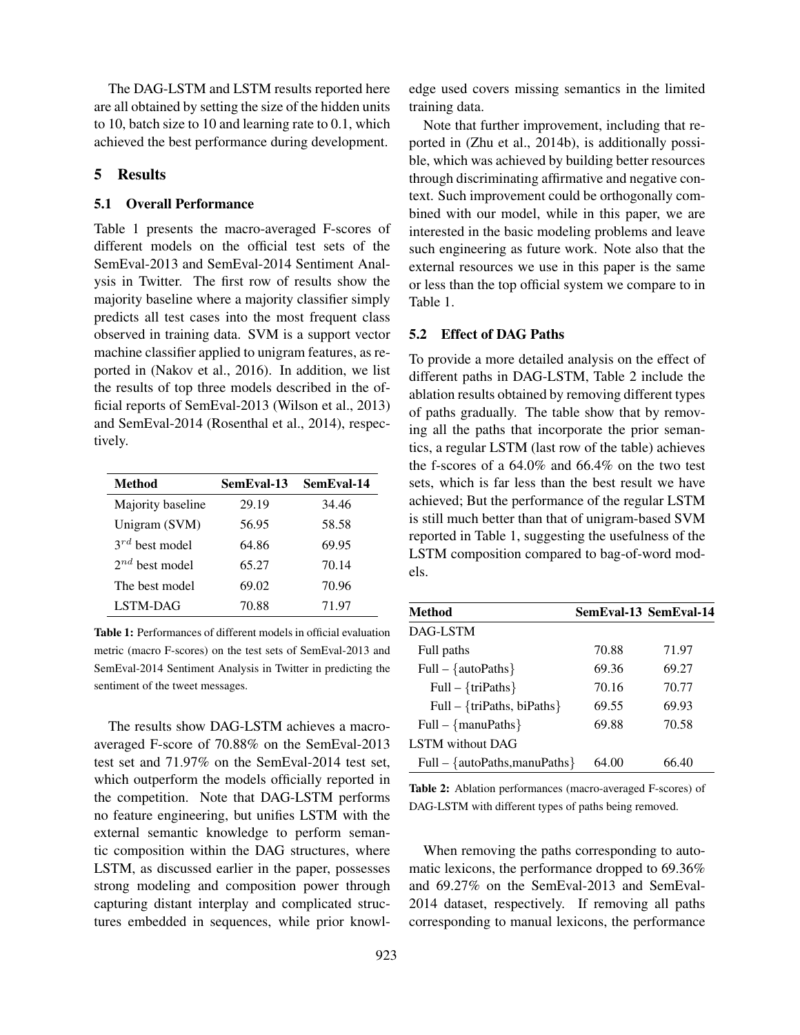The DAG-LSTM and LSTM results reported here are all obtained by setting the size of the hidden units to 10, batch size to 10 and learning rate to 0.1, which achieved the best performance during development.

## 5 Results

### 5.1 Overall Performance

Table 1 presents the macro-averaged F-scores of different models on the official test sets of the SemEval-2013 and SemEval-2014 Sentiment Analysis in Twitter. The first row of results show the majority baseline where a majority classifier simply predicts all test cases into the most frequent class observed in training data. SVM is a support vector machine classifier applied to unigram features, as reported in (Nakov et al., 2016). In addition, we list the results of top three models described in the official reports of SemEval-2013 (Wilson et al., 2013) and SemEval-2014 (Rosenthal et al., 2014), respectively.

| Method | SemEval-13 | SemEval-14 |
|---|---|---|
| Majority baseline | 29.19 | 34.46 |
| Unigram (SVM) | 56.95 | 58.58 |
| $3^{rd}$ best model | 64.86 | 69.95 |
| $2^{nd}$ best model | 65.27 | 70.14 |
| The best model | 69.02 | 70.96 |
| LSTM-DAG | 70.88 | 71.97 |

**Table 1:** Performances of different models in official evaluation metric (macro F-scores) on the test sets of SemEval-2013 and SemEval-2014 Sentiment Analysis in Twitter in predicting the sentiment of the tweet messages.

The results show DAG-LSTM achieves a macro-averaged F-score of 70.88% on the SemEval-2013 test set and 71.97% on the SemEval-2014 test set, which outperform the models officially reported in the competition. Note that DAG-LSTM performs no feature engineering, but unifies LSTM with the external semantic knowledge to perform semantic composition within the DAG structures, where LSTM, as discussed earlier in the paper, possesses strong modeling and composition power through capturing distant interplay and complicated structures embedded in sequences, while prior knowledge used covers missing semantics in the limited training data.

Note that further improvement, including that reported in (Zhu et al., 2014b), is additionally possible, which was achieved by building better resources through discriminating affirmative and negative context. Such improvement could be orthogonally combined with our model, while in this paper, we are interested in the basic modeling problems and leave such engineering as future work. Note also that the external resources we use in this paper is the same or less than the top official system we compare to in Table 1.

### 5.2 Effect of DAG Paths

To provide a more detailed analysis on the effect of different paths in DAG-LSTM, Table 2 include the ablation results obtained by removing different types of paths gradually. The table show that by removing all the paths that incorporate the prior semantics, a regular LSTM (last row of the table) achieves the f-scores of a 64.0% and 66.4% on the two test sets, which is far less than the best result we have achieved; But the performance of the regular LSTM is still much better than that of unigram-based SVM reported in Table 1, suggesting the usefulness of the LSTM composition compared to bag-of-word models.

| Method | SemEval-13 | SemEval-14 |
|---|---|---|
| DAG-LSTM | | |
| Full paths | 70.88 | 71.97 |
| Full – {autoPaths} | 69.36 | 69.27 |
| Full – {triPaths} | 70.16 | 70.77 |
| Full – {triPaths, biPaths} | 69.55 | 69.93 |
| Full – {manuPaths} | 69.88 | 70.58 |
| LSTM without DAG | | |
| Full – {autoPaths,manuPaths} | 64.00 | 66.40 |

**Table 2:** Ablation performances (macro-averaged F-scores) of DAG-LSTM with different types of paths being removed.

When removing the paths corresponding to automatic lexicons, the performance dropped to 69.36% and 69.27% on the SemEval-2013 and SemEval-2014 dataset, respectively. If removing all paths corresponding to manual lexicons, the performance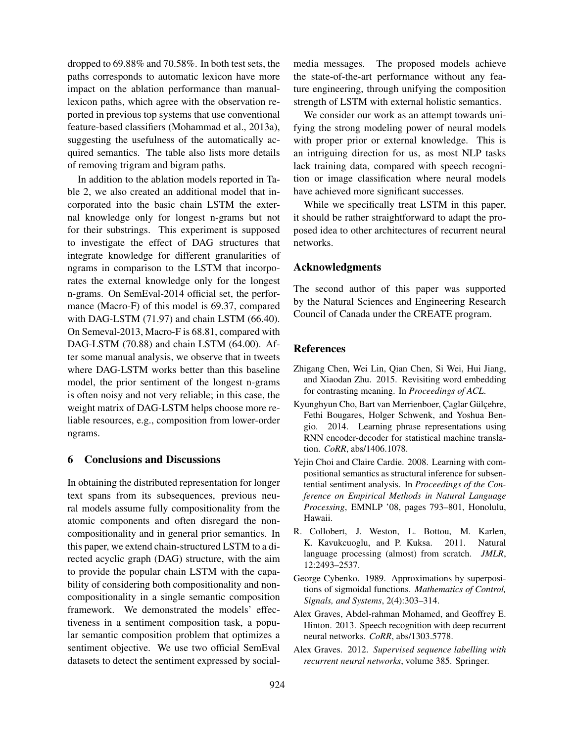dropped to 69.88% and 70.58%. In both test sets, the paths corresponds to automatic lexicon have more impact on the ablation performance than manual-lexicon paths, which agree with the observation reported in previous top systems that use conventional feature-based classifiers (Mohammad et al., 2013a), suggesting the usefulness of the automatically acquired semantics. The table also lists more details of removing trigram and bigram paths.

In addition to the ablation models reported in Table 2, we also created an additional model that incorporated into the basic chain LSTM the external knowledge only for longest n-grams but not for their substrings. This experiment is supposed to investigate the effect of DAG structures that integrate knowledge for different granularities of ngrams in comparison to the LSTM that incorporates the external knowledge only for the longest n-grams. On SemEval-2014 official set, the performance (Macro-F) of this model is 69.37, compared with DAG-LSTM (71.97) and chain LSTM (66.40). On Semeval-2013, Macro-F is 68.81, compared with DAG-LSTM (70.88) and chain LSTM (64.00). After some manual analysis, we observe that in tweets where DAG-LSTM works better than this baseline model, the prior sentiment of the longest n-grams is often noisy and not very reliable; in this case, the weight matrix of DAG-LSTM helps choose more reliable resources, e.g., composition from lower-order ngrams.

## 6 Conclusions and Discussions

In obtaining the distributed representation for longer text spans from its subsequences, previous neural models assume fully compositionality from the atomic components and often disregard the non-compositionality and in general prior semantics. In this paper, we extend chain-structured LSTM to a directed acyclic graph (DAG) structure, with the aim to provide the popular chain LSTM with the capability of considering both compositionality and non-compositionality in a single semantic composition framework. We demonstrated the models' effectiveness in a sentiment composition task, a popular semantic composition problem that optimizes a sentiment objective. We use two official SemEval datasets to detect the sentiment expressed by social-media messages. The proposed models achieve the state-of-the-art performance without any feature engineering, through unifying the composition strength of LSTM with external holistic semantics.

We consider our work as an attempt towards unifying the strong modeling power of neural models with proper prior or external knowledge. This is an intriguing direction for us, as most NLP tasks lack training data, compared with speech recognition or image classification where neural models have achieved more significant successes.

While we specifically treat LSTM in this paper, it should be rather straightforward to adapt the proposed idea to other architectures of recurrent neural networks.

## Acknowledgments

The second author of this paper was supported by the Natural Sciences and Engineering Research Council of Canada under the CREATE program.

## References

Zhigang Chen, Wei Lin, Qian Chen, Si Wei, Hui Jiang, and Xiaodan Zhu. 2015. Revisiting word embedding for contrasting meaning. In *Proceedings of ACL*.

Kyunghyun Cho, Bart van Merrienboer, Çaglar Gülçehre, Fethi Bougares, Holger Schwenk, and Yoshua Bengio. 2014. Learning phrase representations using RNN encoder-decoder for statistical machine translation. *CoRR*, abs/1406.1078.

Yejin Choi and Claire Cardie. 2008. Learning with compositional semantics as structural inference for subsentential sentiment analysis. In *Proceedings of the Conference on Empirical Methods in Natural Language Processing*, EMNLP '08, pages 793–801, Honolulu, Hawaii.

R. Collobert, J. Weston, L. Bottou, M. Karlen, K. Kavukcuoglu, and P. Kuksa. 2011. Natural language processing (almost) from scratch. *JMLR*, 12:2493–2537.

George Cybenko. 1989. Approximations by superpositions of sigmoidal functions. *Mathematics of Control, Signals, and Systems*, 2(4):303–314.

Alex Graves, Abdel-rahman Mohamed, and Geoffrey E. Hinton. 2013. Speech recognition with deep recurrent neural networks. *CoRR*, abs/1303.5778.

Alex Graves. 2012. *Supervised sequence labelling with recurrent neural networks*, volume 385. Springer.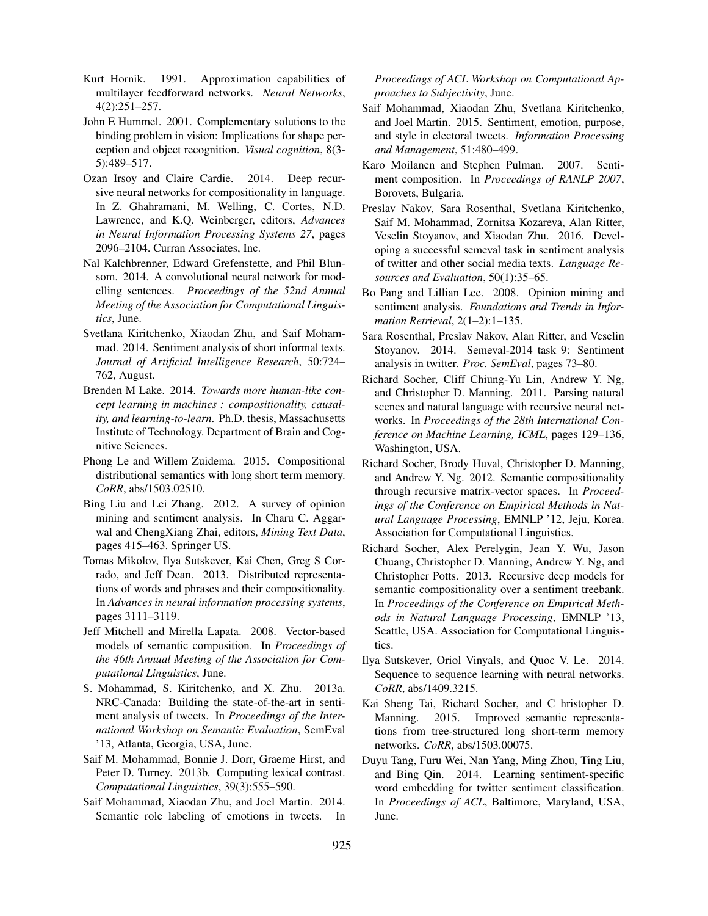Kurt Hornik. 1991. Approximation capabilities of multilayer feedforward networks. *Neural Networks*, 4(2):251–257.

John E Hummel. 2001. Complementary solutions to the binding problem in vision: Implications for shape perception and object recognition. *Visual cognition*, 8(3-5):489–517.

Ozan Irsoy and Claire Cardie. 2014. Deep recursive neural networks for compositionality in language. In Z. Ghahramani, M. Welling, C. Cortes, N.D. Lawrence, and K.Q. Weinberger, editors, *Advances in Neural Information Processing Systems 27*, pages 2096–2104. Curran Associates, Inc.

Nal Kalchbrenner, Edward Grefenstette, and Phil Blunsom. 2014. A convolutional neural network for modelling sentences. *Proceedings of the 52nd Annual Meeting of the Association for Computational Linguistics*, June.

Svetlana Kiritchenko, Xiaodan Zhu, and Saif Mohammad. 2014. Sentiment analysis of short informal texts. *Journal of Artificial Intelligence Research*, 50:724–762, August.

Brenden M Lake. 2014. *Towards more human-like concept learning in machines : compositionality, causality, and learning-to-learn*. Ph.D. thesis, Massachusetts Institute of Technology. Department of Brain and Cognitive Sciences.

Phong Le and Willem Zuidema. 2015. Compositional distributional semantics with long short term memory. *CoRR*, abs/1503.02510.

Bing Liu and Lei Zhang. 2012. A survey of opinion mining and sentiment analysis. In Charu C. Aggarwal and ChengXiang Zhai, editors, *Mining Text Data*, pages 415–463. Springer US.

Tomas Mikolov, Ilya Sutskever, Kai Chen, Greg S Corrado, and Jeff Dean. 2013. Distributed representations of words and phrases and their compositionality. In *Advances in neural information processing systems*, pages 3111–3119.

Jeff Mitchell and Mirella Lapata. 2008. Vector-based models of semantic composition. In *Proceedings of the 46th Annual Meeting of the Association for Computational Linguistics*, June.

S. Mohammad, S. Kiritchenko, and X. Zhu. 2013a. NRC-Canada: Building the state-of-the-art in sentiment analysis of tweets. In *Proceedings of the International Workshop on Semantic Evaluation*, SemEval '13, Atlanta, Georgia, USA, June.

Saif M. Mohammad, Bonnie J. Dorr, Graeme Hirst, and Peter D. Turney. 2013b. Computing lexical contrast. *Computational Linguistics*, 39(3):555–590.

Saif Mohammad, Xiaodan Zhu, and Joel Martin. 2014. Semantic role labeling of emotions in tweets. In *Proceedings of ACL Workshop on Computational Approaches to Subjectivity*, June.

Saif Mohammad, Xiaodan Zhu, Svetlana Kiritchenko, and Joel Martin. 2015. Sentiment, emotion, purpose, and style in electoral tweets. *Information Processing and Management*, 51:480–499.

Karo Moilanen and Stephen Pulman. 2007. Sentiment composition. In *Proceedings of RANLP 2007*, Borovets, Bulgaria.

Preslav Nakov, Sara Rosenthal, Svetlana Kiritchenko, Saif M. Mohammad, Zornitsa Kozareva, Alan Ritter, Veselin Stoyanov, and Xiaodan Zhu. 2016. Developing a successful semeval task in sentiment analysis of twitter and other social media texts. *Language Resources and Evaluation*, 50(1):35–65.

Bo Pang and Lillian Lee. 2008. Opinion mining and sentiment analysis. *Foundations and Trends in Information Retrieval*, 2(1–2):1–135.

Sara Rosenthal, Preslav Nakov, Alan Ritter, and Veselin Stoyanov. 2014. Semeval-2014 task 9: Sentiment analysis in twitter. *Proc. SemEval*, pages 73–80.

Richard Socher, Cliff Chiung-Yu Lin, Andrew Y. Ng, and Christopher D. Manning. 2011. Parsing natural scenes and natural language with recursive neural networks. In *Proceedings of the 28th International Conference on Machine Learning, ICML*, pages 129–136, Washington, USA.

Richard Socher, Brody Huval, Christopher D. Manning, and Andrew Y. Ng. 2012. Semantic compositionality through recursive matrix-vector spaces. In *Proceedings of the Conference on Empirical Methods in Natural Language Processing*, EMNLP '12, Jeju, Korea. Association for Computational Linguistics.

Richard Socher, Alex Perelygin, Jean Y. Wu, Jason Chuang, Christopher D. Manning, Andrew Y. Ng, and Christopher Potts. 2013. Recursive deep models for semantic compositionality over a sentiment treebank. In *Proceedings of the Conference on Empirical Methods in Natural Language Processing*, EMNLP '13, Seattle, USA. Association for Computational Linguistics.

Ilya Sutskever, Oriol Vinyals, and Quoc V. Le. 2014. Sequence to sequence learning with neural networks. *CoRR*, abs/1409.3215.

Kai Sheng Tai, Richard Socher, and C hristopher D. Manning. 2015. Improved semantic representations from tree-structured long short-term memory networks. *CoRR*, abs/1503.00075.

Duyu Tang, Furu Wei, Nan Yang, Ming Zhou, Ting Liu, and Bing Qin. 2014. Learning sentiment-specific word embedding for twitter sentiment classification. In *Proceedings of ACL*, Baltimore, Maryland, USA, June.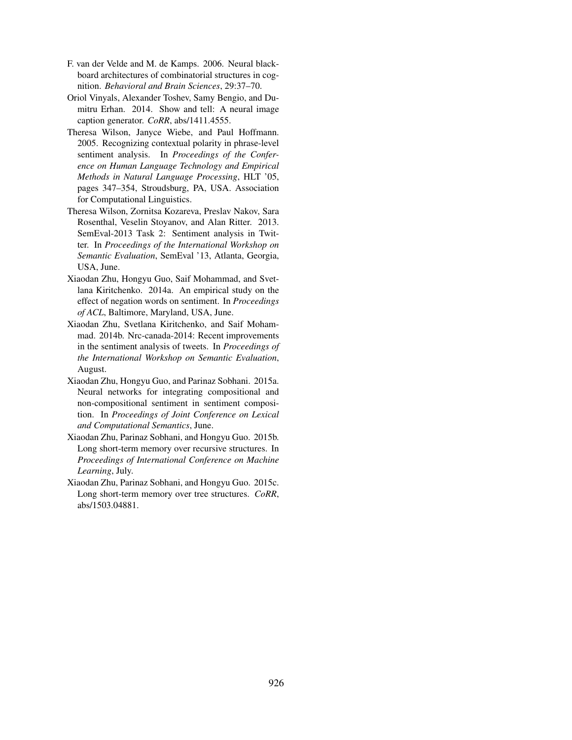F. van der Velde and M. de Kamps. 2006. Neural blackboard architectures of combinatorial structures in cognition. *Behavioral and Brain Sciences*, 29:37–70.

Oriol Vinyals, Alexander Toshev, Samy Bengio, and Dumitru Erhan. 2014. Show and tell: A neural image caption generator. *CoRR*, abs/1411.4555.

Theresa Wilson, Janyce Wiebe, and Paul Hoffmann. 2005. Recognizing contextual polarity in phrase-level sentiment analysis. In *Proceedings of the Conference on Human Language Technology and Empirical Methods in Natural Language Processing*, HLT '05, pages 347–354, Stroudsburg, PA, USA. Association for Computational Linguistics.

Theresa Wilson, Zornitsa Kozareva, Preslav Nakov, Sara Rosenthal, Veselin Stoyanov, and Alan Ritter. 2013. SemEval-2013 Task 2: Sentiment analysis in Twitter. In *Proceedings of the International Workshop on Semantic Evaluation*, SemEval '13, Atlanta, Georgia, USA, June.

Xiaodan Zhu, Hongyu Guo, Saif Mohammad, and Svetlana Kiritchenko. 2014a. An empirical study on the effect of negation words on sentiment. In *Proceedings of ACL*, Baltimore, Maryland, USA, June.

Xiaodan Zhu, Svetlana Kiritchenko, and Saif Mohammad. 2014b. Nrc-canada-2014: Recent improvements in the sentiment analysis of tweets. In *Proceedings of the International Workshop on Semantic Evaluation*, August.

Xiaodan Zhu, Hongyu Guo, and Parinaz Sobhani. 2015a. Neural networks for integrating compositional and non-compositional sentiment in sentiment composition. In *Proceedings of Joint Conference on Lexical and Computational Semantics*, June.

Xiaodan Zhu, Parinaz Sobhani, and Hongyu Guo. 2015b. Long short-term memory over recursive structures. In *Proceedings of International Conference on Machine Learning*, July.

Xiaodan Zhu, Parinaz Sobhani, and Hongyu Guo. 2015c. Long short-term memory over tree structures. *CoRR*, abs/1503.04881.